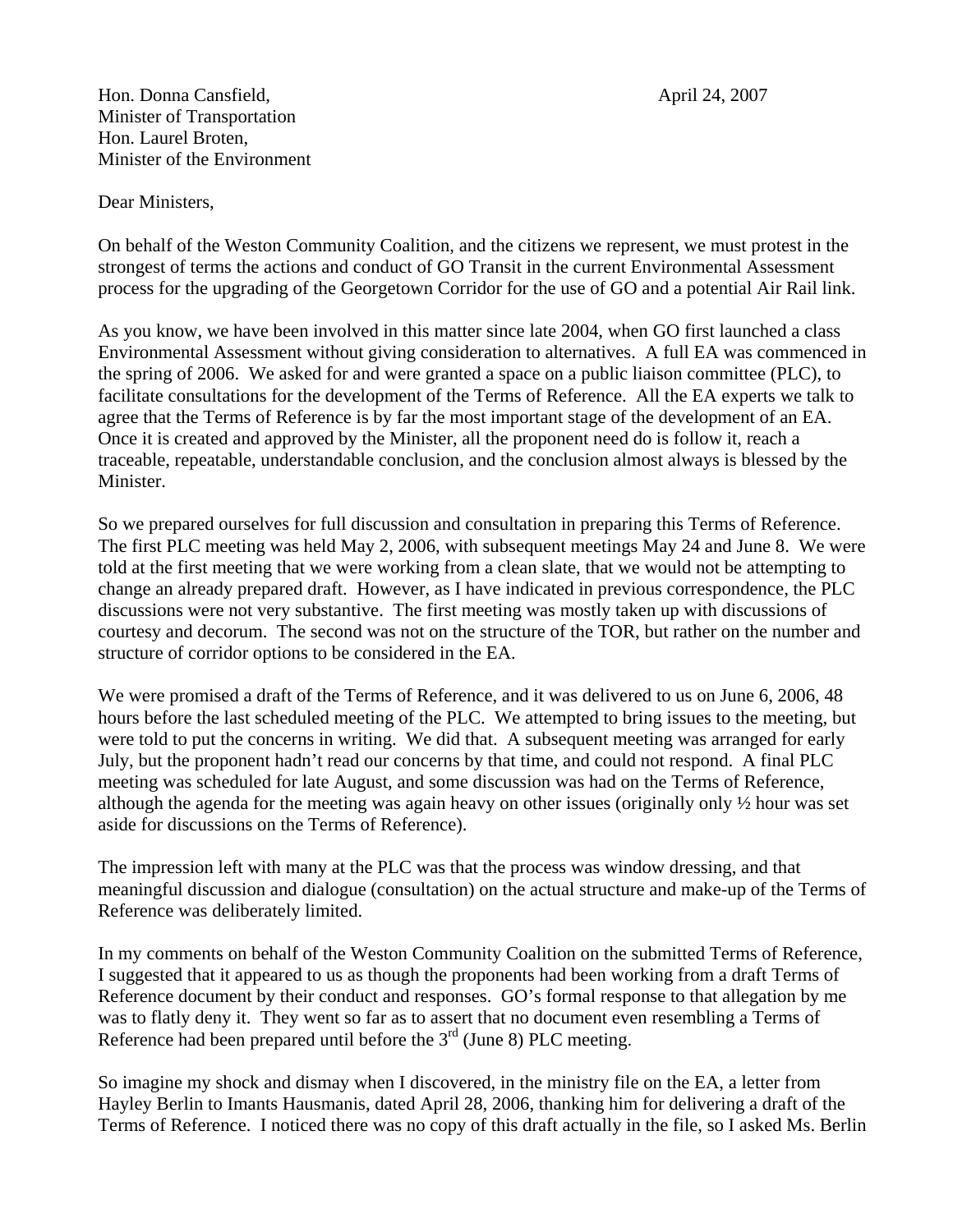Hon. Donna Cansfield,
Minister of Transportation
Hon. Laurel Broten,
Minister of the Environment

April 24, 2007

Dear Ministers,

On behalf of the Weston Community Coalition, and the citizens we represent, we must protest in the strongest of terms the actions and conduct of GO Transit in the current Environmental Assessment process for the upgrading of the Georgetown Corridor for the use of GO and a potential Air Rail link.

As you know, we have been involved in this matter since late 2004, when GO first launched a class Environmental Assessment without giving consideration to alternatives. A full EA was commenced in the spring of 2006. We asked for and were granted a space on a public liaison committee (PLC), to facilitate consultations for the development of the Terms of Reference. All the EA experts we talk to agree that the Terms of Reference is by far the most important stage of the development of an EA. Once it is created and approved by the Minister, all the proponent need do is follow it, reach a traceable, repeatable, understandable conclusion, and the conclusion almost always is blessed by the Minister.

So we prepared ourselves for full discussion and consultation in preparing this Terms of Reference. The first PLC meeting was held May 2, 2006, with subsequent meetings May 24 and June 8. We were told at the first meeting that we were working from a clean slate, that we would not be attempting to change an already prepared draft. However, as I have indicated in previous correspondence, the PLC discussions were not very substantive. The first meeting was mostly taken up with discussions of courtesy and decorum. The second was not on the structure of the TOR, but rather on the number and structure of corridor options to be considered in the EA.

We were promised a draft of the Terms of Reference, and it was delivered to us on June 6, 2006, 48 hours before the last scheduled meeting of the PLC. We attempted to bring issues to the meeting, but were told to put the concerns in writing. We did that. A subsequent meeting was arranged for early July, but the proponent hadn't read our concerns by that time, and could not respond. A final PLC meeting was scheduled for late August, and some discussion was had on the Terms of Reference, although the agenda for the meeting was again heavy on other issues (originally only ½ hour was set aside for discussions on the Terms of Reference).

The impression left with many at the PLC was that the process was window dressing, and that meaningful discussion and dialogue (consultation) on the actual structure and make-up of the Terms of Reference was deliberately limited.

In my comments on behalf of the Weston Community Coalition on the submitted Terms of Reference, I suggested that it appeared to us as though the proponents had been working from a draft Terms of Reference document by their conduct and responses. GO's formal response to that allegation by me was to flatly deny it. They went so far as to assert that no document even resembling a Terms of Reference had been prepared until before the 3rd (June 8) PLC meeting.

So imagine my shock and dismay when I discovered, in the ministry file on the EA, a letter from Hayley Berlin to Imants Hausmanis, dated April 28, 2006, thanking him for delivering a draft of the Terms of Reference. I noticed there was no copy of this draft actually in the file, so I asked Ms. Berlin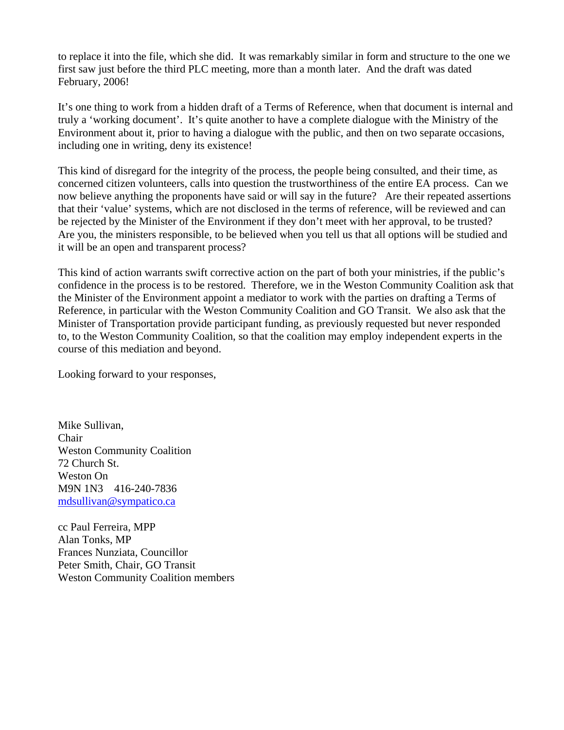to replace it into the file, which she did. It was remarkably similar in form and structure to the one we first saw just before the third PLC meeting, more than a month later. And the draft was dated February, 2006!

It's one thing to work from a hidden draft of a Terms of Reference, when that document is internal and truly a 'working document'. It's quite another to have a complete dialogue with the Ministry of the Environment about it, prior to having a dialogue with the public, and then on two separate occasions, including one in writing, deny its existence!

This kind of disregard for the integrity of the process, the people being consulted, and their time, as concerned citizen volunteers, calls into question the trustworthiness of the entire EA process. Can we now believe anything the proponents have said or will say in the future? Are their repeated assertions that their 'value' systems, which are not disclosed in the terms of reference, will be reviewed and can be rejected by the Minister of the Environment if they don't meet with her approval, to be trusted? Are you, the ministers responsible, to be believed when you tell us that all options will be studied and it will be an open and transparent process?

This kind of action warrants swift corrective action on the part of both your ministries, if the public's confidence in the process is to be restored. Therefore, we in the Weston Community Coalition ask that the Minister of the Environment appoint a mediator to work with the parties on drafting a Terms of Reference, in particular with the Weston Community Coalition and GO Transit. We also ask that the Minister of Transportation provide participant funding, as previously requested but never responded to, to the Weston Community Coalition, so that the coalition may employ independent experts in the course of this mediation and beyond.

Looking forward to your responses,

Mike Sullivan,
Chair
Weston Community Coalition
72 Church St.
Weston On
M9N 1N3 416-240-7836
mdsullivan@sympatico.ca

cc Paul Ferreira, MPP
Alan Tonks, MP
Frances Nunziata, Councillor
Peter Smith, Chair, GO Transit
Weston Community Coalition members